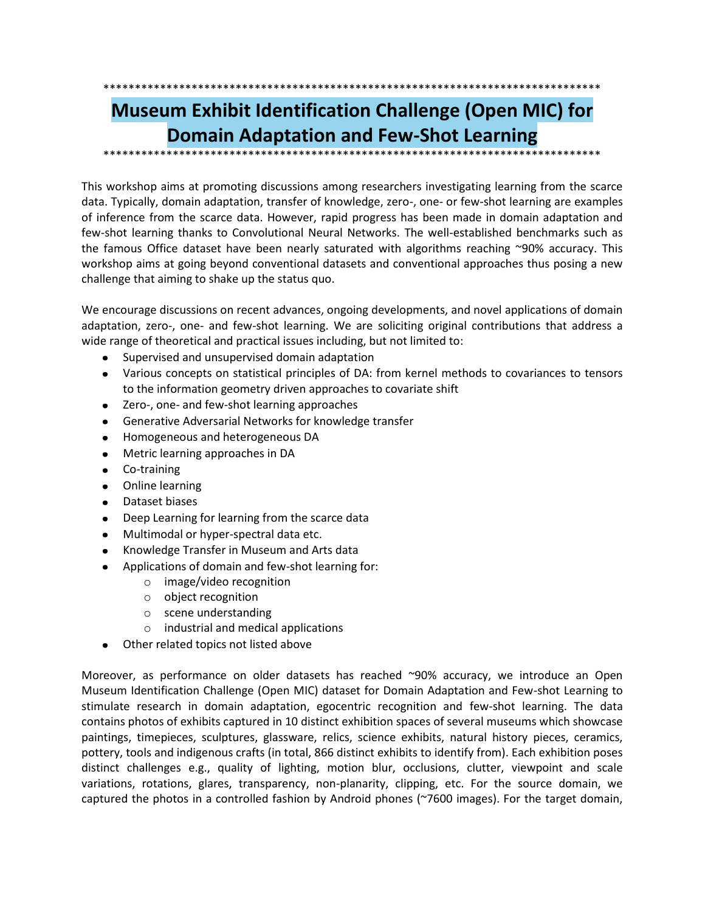*******************************************************************************

# Museum Exhibit Identification Challenge (Open MIC) for Domain Adaptation and Few-Shot Learning

*******************************************************************************

This workshop aims at promoting discussions among researchers investigating learning from the scarce data. Typically, domain adaptation, transfer of knowledge, zero-, one- or few-shot learning are examples of inference from the scarce data. However, rapid progress has been made in domain adaptation and few-shot learning thanks to Convolutional Neural Networks. The well-established benchmarks such as the famous Office dataset have been nearly saturated with algorithms reaching ~90% accuracy. This workshop aims at going beyond conventional datasets and conventional approaches thus posing a new challenge that aiming to shake up the status quo.

We encourage discussions on recent advances, ongoing developments, and novel applications of domain adaptation, zero-, one- and few-shot learning. We are soliciting original contributions that address a wide range of theoretical and practical issues including, but not limited to:

- Supervised and unsupervised domain adaptation
- Various concepts on statistical principles of DA: from kernel methods to covariances to tensors to the information geometry driven approaches to covariate shift
- Zero-, one- and few-shot learning approaches
- Generative Adversarial Networks for knowledge transfer
- Homogeneous and heterogeneous DA
- Metric learning approaches in DA
- Co-training
- Online learning
- Dataset biases
- Deep Learning for learning from the scarce data
- Multimodal or hyper-spectral data etc.
- Knowledge Transfer in Museum and Arts data
- Applications of domain and few-shot learning for:
    - image/video recognition
    - object recognition
    - scene understanding
    - industrial and medical applications
- Other related topics not listed above

Moreover, as performance on older datasets has reached ~90% accuracy, we introduce an Open Museum Identification Challenge (Open MIC) dataset for Domain Adaptation and Few-shot Learning to stimulate research in domain adaptation, egocentric recognition and few-shot learning. The data contains photos of exhibits captured in 10 distinct exhibition spaces of several museums which showcase paintings, timepieces, sculptures, glassware, relics, science exhibits, natural history pieces, ceramics, pottery, tools and indigenous crafts (in total, 866 distinct exhibits to identify from). Each exhibition poses distinct challenges e.g., quality of lighting, motion blur, occlusions, clutter, viewpoint and scale variations, rotations, glares, transparency, non-planarity, clipping, etc. For the source domain, we captured the photos in a controlled fashion by Android phones (~7600 images). For the target domain,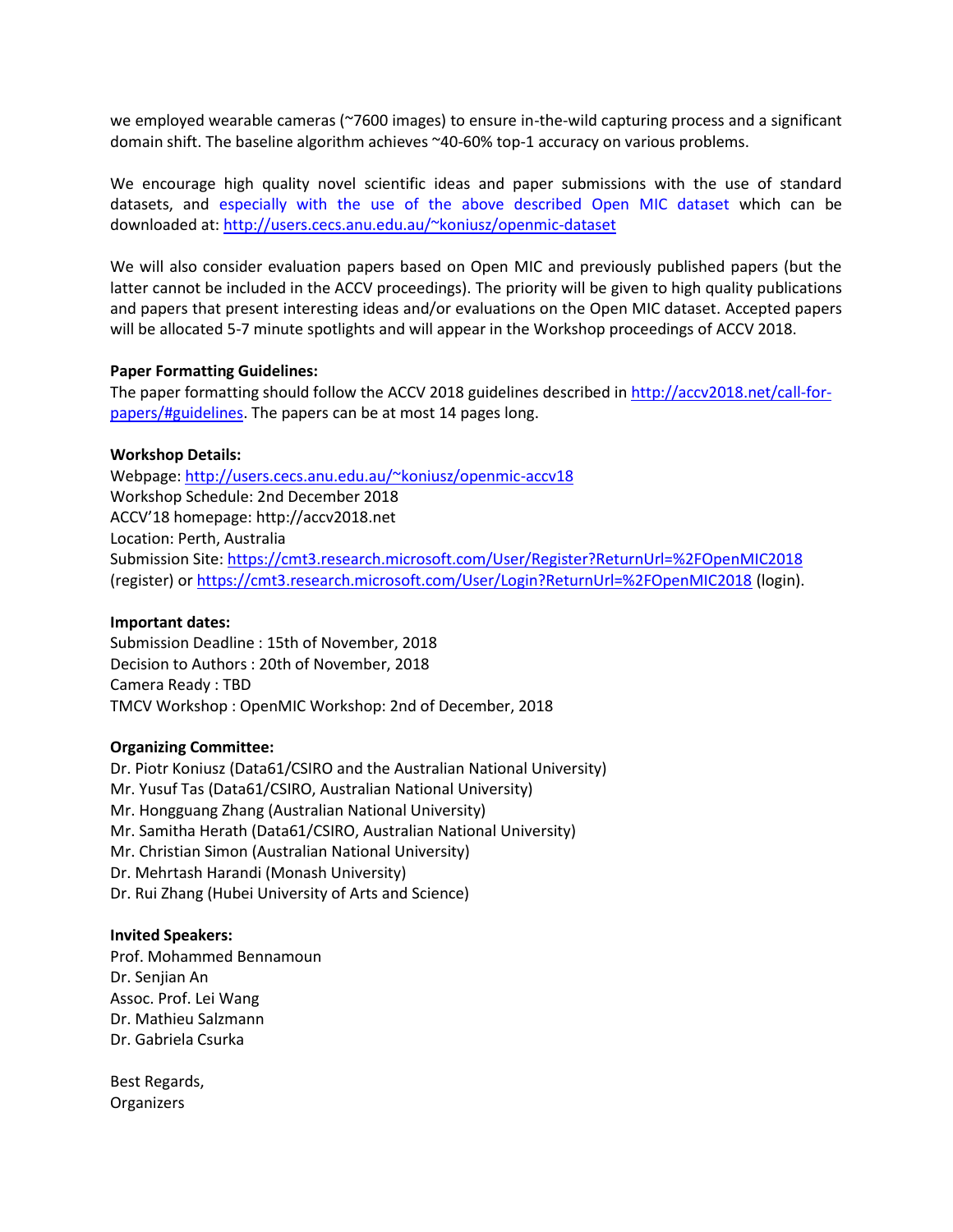we employed wearable cameras (~7600 images) to ensure in-the-wild capturing process and a significant domain shift. The baseline algorithm achieves ~40-60% top-1 accuracy on various problems.

We encourage high quality novel scientific ideas and paper submissions with the use of standard datasets, and especially with the use of the above described Open MIC dataset which can be downloaded at: http://users.cecs.anu.edu.au/~koniusz/openmic-dataset

We will also consider evaluation papers based on Open MIC and previously published papers (but the latter cannot be included in the ACCV proceedings). The priority will be given to high quality publications and papers that present interesting ideas and/or evaluations on the Open MIC dataset. Accepted papers will be allocated 5-7 minute spotlights and will appear in the Workshop proceedings of ACCV 2018.

**Paper Formatting Guidelines:**
The paper formatting should follow the ACCV 2018 guidelines described in http://accv2018.net/call-for-papers/#guidelines. The papers can be at most 14 pages long.

**Workshop Details:**
Webpage: http://users.cecs.anu.edu.au/~koniusz/openmic-accv18
Workshop Schedule: 2nd December 2018
ACCV'18 homepage: http://accv2018.net
Location: Perth, Australia
Submission Site: https://cmt3.research.microsoft.com/User/Register?ReturnUrl=%2FOpenMIC2018 (register) or https://cmt3.research.microsoft.com/User/Login?ReturnUrl=%2FOpenMIC2018 (login).

**Important dates:**
Submission Deadline : 15th of November, 2018
Decision to Authors : 20th of November, 2018
Camera Ready : TBD
TMCV Workshop : OpenMIC Workshop: 2nd of December, 2018

**Organizing Committee:**
Dr. Piotr Koniusz (Data61/CSIRO and the Australian National University)
Mr. Yusuf Tas (Data61/CSIRO, Australian National University)
Mr. Hongguang Zhang (Australian National University)
Mr. Samitha Herath (Data61/CSIRO, Australian National University)
Mr. Christian Simon (Australian National University)
Dr. Mehrtash Harandi (Monash University)
Dr. Rui Zhang (Hubei University of Arts and Science)

**Invited Speakers:**
Prof. Mohammed Bennamoun
Dr. Senjian An
Assoc. Prof. Lei Wang
Dr. Mathieu Salzmann
Dr. Gabriela Csurka

Best Regards,
Organizers